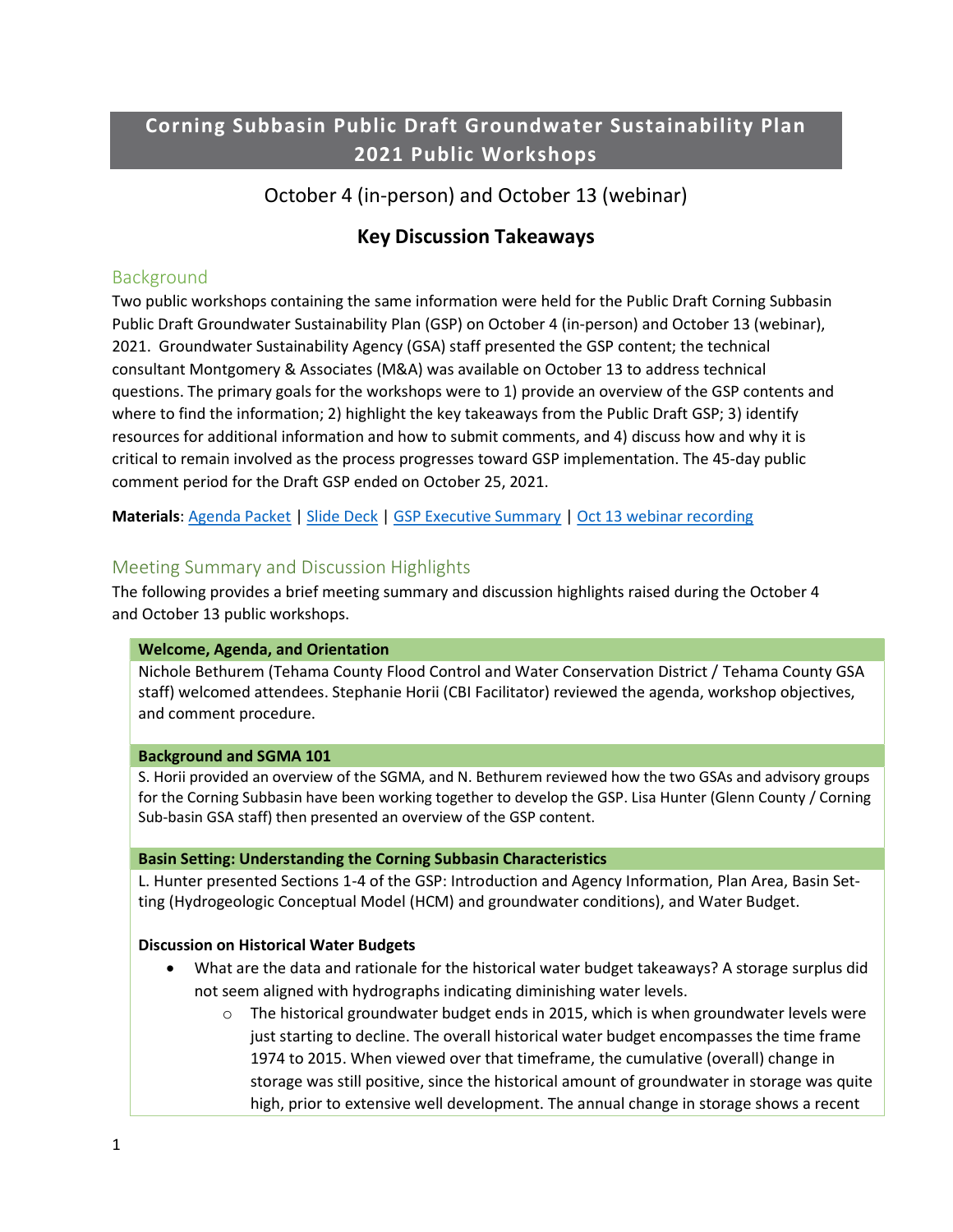# Corning Subbasin Public Draft Groundwater Sustainability Plan 2021 Public Workshops

October 4 (in-person) and October 13 (webinar)

## Key Discussion Takeaways

### Background

Two public workshops containing the same information were held for the Public Draft Corning Subbasin Public Draft Groundwater Sustainability Plan (GSP) on October 4 (in-person) and October 13 (webinar), 2021. Groundwater Sustainability Agency (GSA) staff presented the GSP content; the technical consultant Montgomery & Associates (M&A) was available on October 13 to address technical questions. The primary goals for the workshops were to 1) provide an overview of the GSP contents and where to find the information; 2) highlight the key takeaways from the Public Draft GSP; 3) identify resources for additional information and how to submit comments, and 4) discuss how and why it is critical to remain involved as the process progresses toward GSP implementation. The 45-day public comment period for the Draft GSP ended on October 25, 2021.

**Materials**: Agenda Packet | Slide Deck | GSP Executive Summary | Oct 13 webinar recording

### Meeting Summary and Discussion Highlights

The following provides a brief meeting summary and discussion highlights raised during the October 4 and October 13 public workshops.

**Welcome, Agenda, and Orientation**

Nichole Bethurem (Tehama County Flood Control and Water Conservation District / Tehama County GSA staff) welcomed attendees. Stephanie Horii (CBI Facilitator) reviewed the agenda, workshop objectives, and comment procedure.

**Background and SGMA 101**

S. Horii provided an overview of the SGMA, and N. Bethurem reviewed how the two GSAs and advisory groups for the Corning Subbasin have been working together to develop the GSP. Lisa Hunter (Glenn County / Corning Sub-basin GSA staff) then presented an overview of the GSP content.

**Basin Setting: Understanding the Corning Subbasin Characteristics**

L. Hunter presented Sections 1-4 of the GSP: Introduction and Agency Information, Plan Area, Basin Setting (Hydrogeologic Conceptual Model (HCM) and groundwater conditions), and Water Budget.

**Discussion on Historical Water Budgets**

- What are the data and rationale for the historical water budget takeaways? A storage surplus did not seem aligned with hydrographs indicating diminishing water levels.
  - The historical groundwater budget ends in 2015, which is when groundwater levels were just starting to decline. The overall historical water budget encompasses the time frame 1974 to 2015. When viewed over that timeframe, the cumulative (overall) change in storage was still positive, since the historical amount of groundwater in storage was quite high, prior to extensive well development. The annual change in storage shows a recent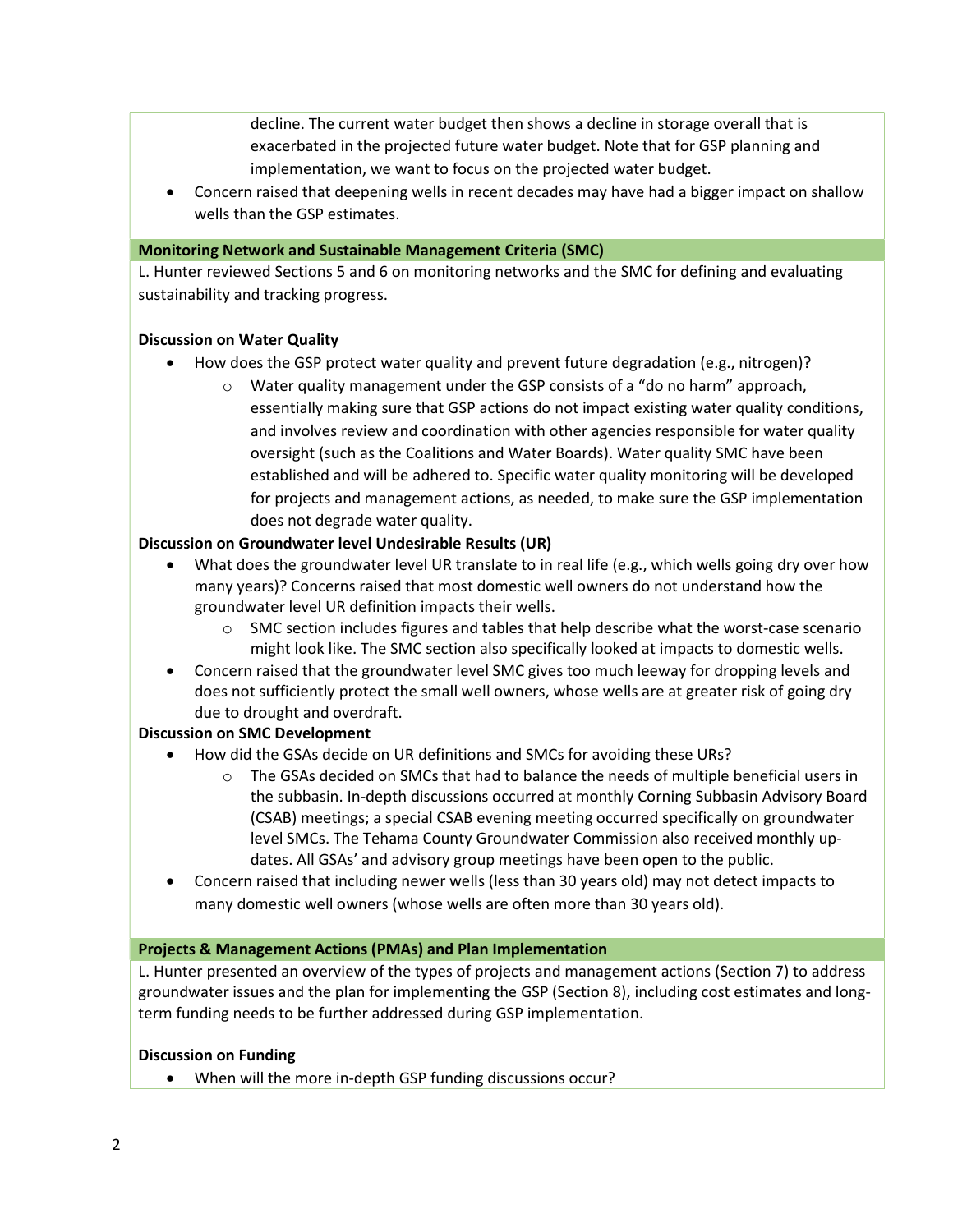decline. The current water budget then shows a decline in storage overall that is exacerbated in the projected future water budget. Note that for GSP planning and implementation, we want to focus on the projected water budget.

- Concern raised that deepening wells in recent decades may have had a bigger impact on shallow wells than the GSP estimates.

**Monitoring Network and Sustainable Management Criteria (SMC)**

L. Hunter reviewed Sections 5 and 6 on monitoring networks and the SMC for defining and evaluating sustainability and tracking progress.

**Discussion on Water Quality**

- How does the GSP protect water quality and prevent future degradation (e.g., nitrogen)?
  - Water quality management under the GSP consists of a "do no harm" approach, essentially making sure that GSP actions do not impact existing water quality conditions, and involves review and coordination with other agencies responsible for water quality oversight (such as the Coalitions and Water Boards). Water quality SMC have been established and will be adhered to. Specific water quality monitoring will be developed for projects and management actions, as needed, to make sure the GSP implementation does not degrade water quality.

**Discussion on Groundwater level Undesirable Results (UR)**

- What does the groundwater level UR translate to in real life (e.g., which wells going dry over how many years)? Concerns raised that most domestic well owners do not understand how the groundwater level UR definition impacts their wells.
  - SMC section includes figures and tables that help describe what the worst-case scenario might look like. The SMC section also specifically looked at impacts to domestic wells.
- Concern raised that the groundwater level SMC gives too much leeway for dropping levels and does not sufficiently protect the small well owners, whose wells are at greater risk of going dry due to drought and overdraft.

**Discussion on SMC Development**

- How did the GSAs decide on UR definitions and SMCs for avoiding these URs?
  - The GSAs decided on SMCs that had to balance the needs of multiple beneficial users in the subbasin. In-depth discussions occurred at monthly Corning Subbasin Advisory Board (CSAB) meetings; a special CSAB evening meeting occurred specifically on groundwater level SMCs. The Tehama County Groundwater Commission also received monthly updates. All GSAs' and advisory group meetings have been open to the public.
- Concern raised that including newer wells (less than 30 years old) may not detect impacts to many domestic well owners (whose wells are often more than 30 years old).

**Projects & Management Actions (PMAs) and Plan Implementation**

L. Hunter presented an overview of the types of projects and management actions (Section 7) to address groundwater issues and the plan for implementing the GSP (Section 8), including cost estimates and long-term funding needs to be further addressed during GSP implementation.

**Discussion on Funding**

- When will the more in-depth GSP funding discussions occur?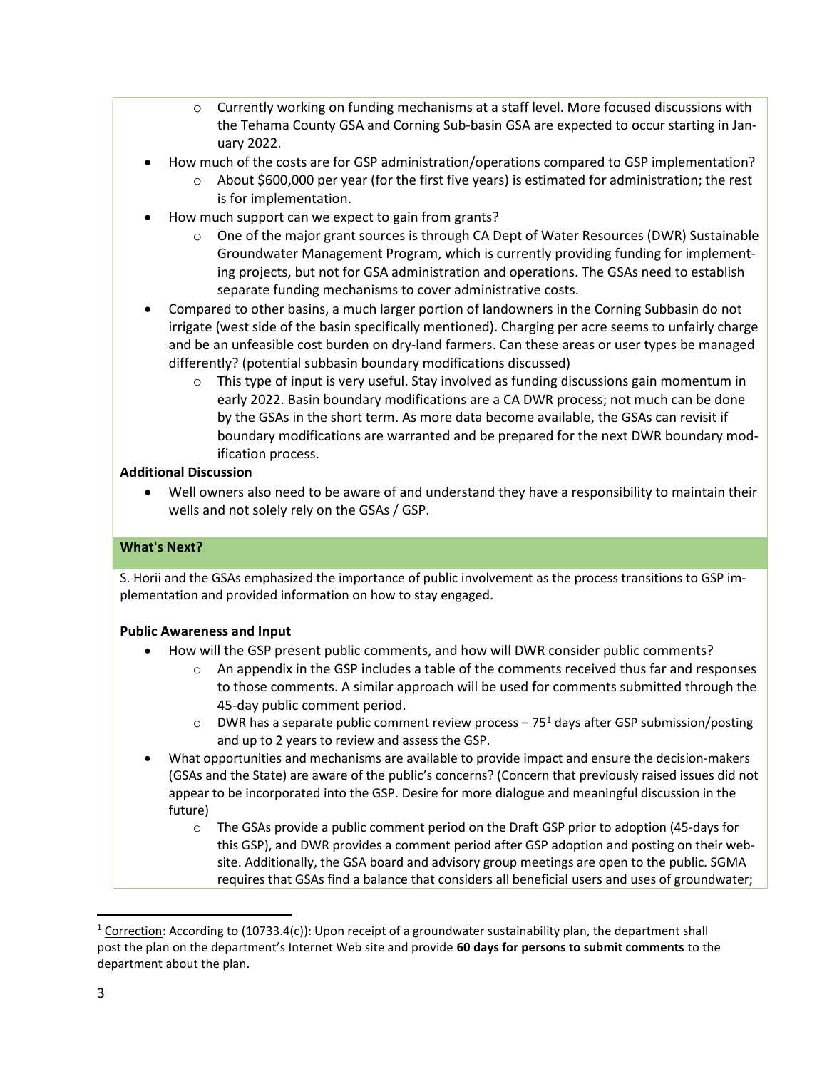- Currently working on funding mechanisms at a staff level. More focused discussions with the Tehama County GSA and Corning Sub-basin GSA are expected to occur starting in January 2022.
- How much of the costs are for GSP administration/operations compared to GSP implementation?
  - About $600,000 per year (for the first five years) is estimated for administration; the rest is for implementation.
- How much support can we expect to gain from grants?
  - One of the major grant sources is through CA Dept of Water Resources (DWR) Sustainable Groundwater Management Program, which is currently providing funding for implementing projects, but not for GSA administration and operations. The GSAs need to establish separate funding mechanisms to cover administrative costs.
- Compared to other basins, a much larger portion of landowners in the Corning Subbasin do not irrigate (west side of the basin specifically mentioned). Charging per acre seems to unfairly charge and be an unfeasible cost burden on dry-land farmers. Can these areas or user types be managed differently? (potential subbasin boundary modifications discussed)
  - This type of input is very useful. Stay involved as funding discussions gain momentum in early 2022. Basin boundary modifications are a CA DWR process; not much can be done by the GSAs in the short term. As more data become available, the GSAs can revisit if boundary modifications are warranted and be prepared for the next DWR boundary modification process.

**Additional Discussion**

- Well owners also need to be aware of and understand they have a responsibility to maintain their wells and not solely rely on the GSAs / GSP.

**What's Next?**

S. Horii and the GSAs emphasized the importance of public involvement as the process transitions to GSP implementation and provided information on how to stay engaged.

**Public Awareness and Input**

- How will the GSP present public comments, and how will DWR consider public comments?
  - An appendix in the GSP includes a table of the comments received thus far and responses to those comments. A similar approach will be used for comments submitted through the 45-day public comment period.
  - DWR has a separate public comment review process – 75[1] days after GSP submission/posting and up to 2 years to review and assess the GSP.
- What opportunities and mechanisms are available to provide impact and ensure the decision-makers (GSAs and the State) are aware of the public's concerns? (Concern that previously raised issues did not appear to be incorporated into the GSP. Desire for more dialogue and meaningful discussion in the future)
  - The GSAs provide a public comment period on the Draft GSP prior to adoption (45-days for this GSP), and DWR provides a comment period after GSP adoption and posting on their website. Additionally, the GSA board and advisory group meetings are open to the public. SGMA requires that GSAs find a balance that considers all beneficial users and uses of groundwater;

[1] Correction: According to (10733.4(c)): Upon receipt of a groundwater sustainability plan, the department shall post the plan on the department's Internet Web site and provide **60 days for persons to submit comments** to the department about the plan.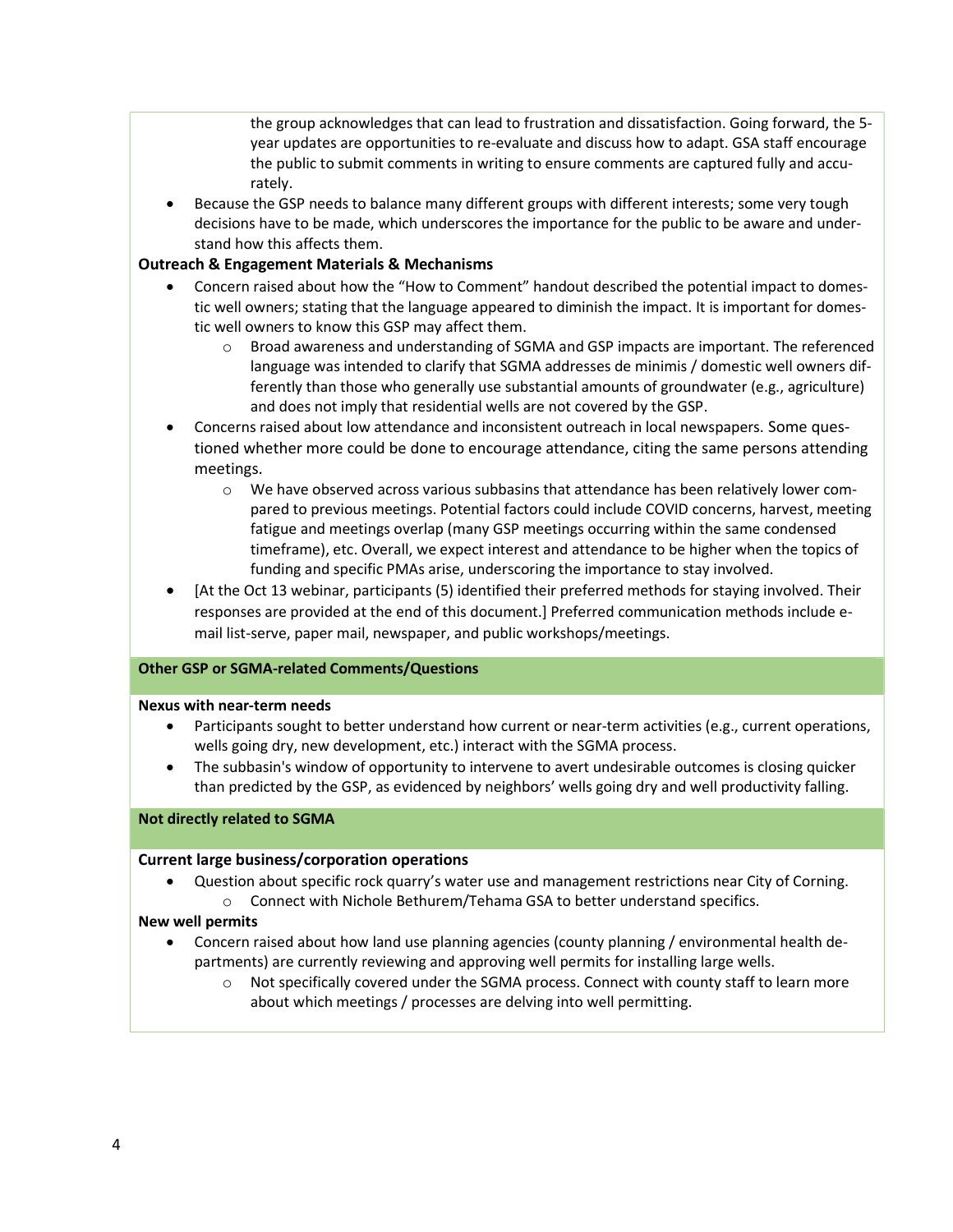the group acknowledges that can lead to frustration and dissatisfaction. Going forward, the 5-year updates are opportunities to re-evaluate and discuss how to adapt. GSA staff encourage the public to submit comments in writing to ensure comments are captured fully and accurately.

- Because the GSP needs to balance many different groups with different interests; some very tough decisions have to be made, which underscores the importance for the public to be aware and understand how this affects them.

**Outreach & Engagement Materials & Mechanisms**

- Concern raised about how the "How to Comment" handout described the potential impact to domestic well owners; stating that the language appeared to diminish the impact. It is important for domestic well owners to know this GSP may affect them.
  - Broad awareness and understanding of SGMA and GSP impacts are important. The referenced language was intended to clarify that SGMA addresses de minimis / domestic well owners differently than those who generally use substantial amounts of groundwater (e.g., agriculture) and does not imply that residential wells are not covered by the GSP.
- Concerns raised about low attendance and inconsistent outreach in local newspapers. Some questioned whether more could be done to encourage attendance, citing the same persons attending meetings.
  - We have observed across various subbasins that attendance has been relatively lower compared to previous meetings. Potential factors could include COVID concerns, harvest, meeting fatigue and meetings overlap (many GSP meetings occurring within the same condensed timeframe), etc. Overall, we expect interest and attendance to be higher when the topics of funding and specific PMAs arise, underscoring the importance to stay involved.
- [At the Oct 13 webinar, participants (5) identified their preferred methods for staying involved. Their responses are provided at the end of this document.] Preferred communication methods include e-mail list-serve, paper mail, newspaper, and public workshops/meetings.

**Other GSP or SGMA-related Comments/Questions**

**Nexus with near-term needs**

- Participants sought to better understand how current or near-term activities (e.g., current operations, wells going dry, new development, etc.) interact with the SGMA process.
- The subbasin's window of opportunity to intervene to avert undesirable outcomes is closing quicker than predicted by the GSP, as evidenced by neighbors' wells going dry and well productivity falling.

**Not directly related to SGMA**

**Current large business/corporation operations**

- Question about specific rock quarry's water use and management restrictions near City of Corning.
  - Connect with Nichole Bethurem/Tehama GSA to better understand specifics.

**New well permits**

- Concern raised about how land use planning agencies (county planning / environmental health departments) are currently reviewing and approving well permits for installing large wells.
  - Not specifically covered under the SGMA process. Connect with county staff to learn more about which meetings / processes are delving into well permitting.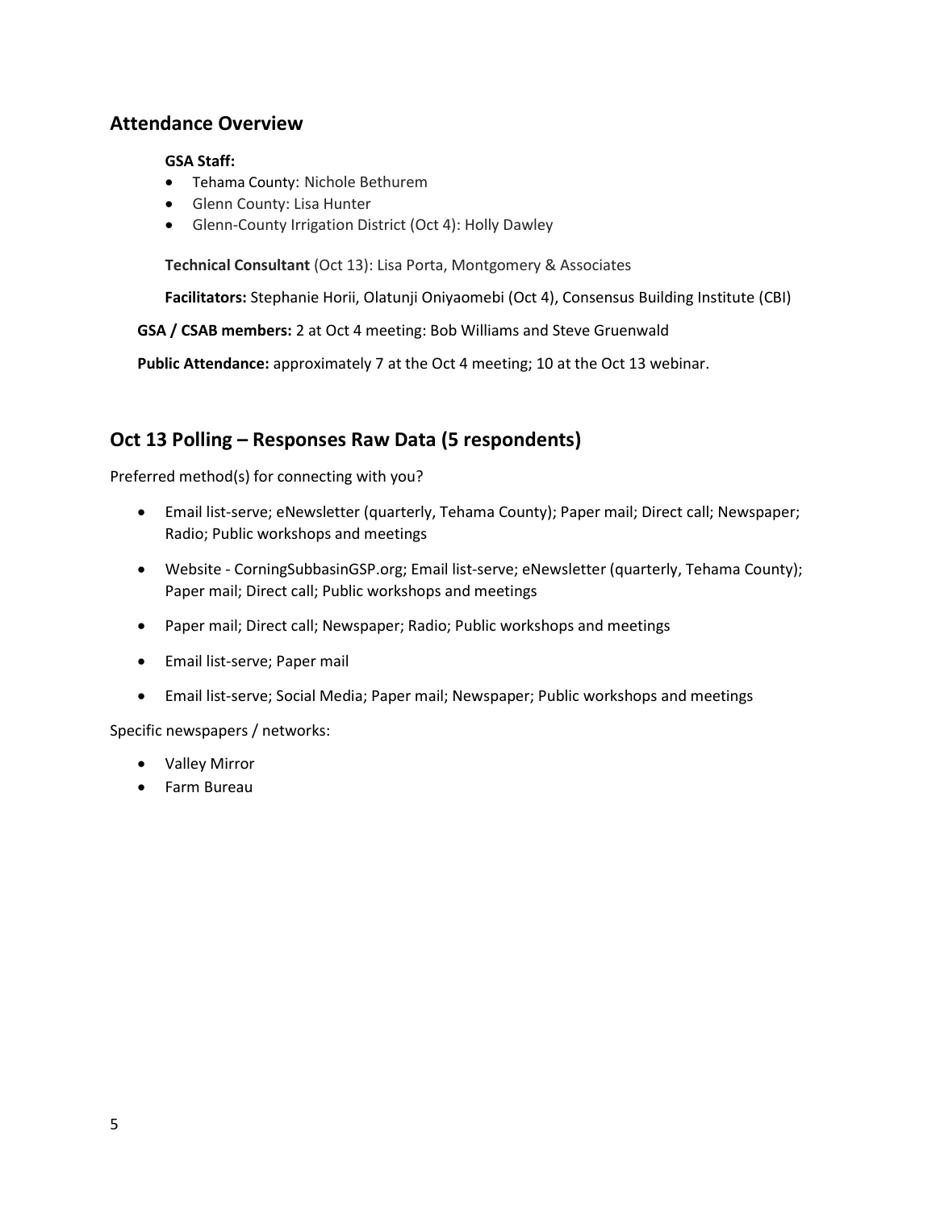## Attendance Overview

**GSA Staff:**

- Tehama County: Nichole Bethurem
- Glenn County: Lisa Hunter
- Glenn-County Irrigation District (Oct 4): Holly Dawley

**Technical Consultant** (Oct 13): Lisa Porta, Montgomery & Associates

**Facilitators:** Stephanie Horii, Olatunji Oniyaomebi (Oct 4), Consensus Building Institute (CBI)

**GSA / CSAB members:** 2 at Oct 4 meeting: Bob Williams and Steve Gruenwald

**Public Attendance:** approximately 7 at the Oct 4 meeting; 10 at the Oct 13 webinar.

## Oct 13 Polling – Responses Raw Data (5 respondents)

Preferred method(s) for connecting with you?

- Email list-serve; eNewsletter (quarterly, Tehama County); Paper mail; Direct call; Newspaper; Radio; Public workshops and meetings
- Website - CorningSubbasinGSP.org; Email list-serve; eNewsletter (quarterly, Tehama County); Paper mail; Direct call; Public workshops and meetings
- Paper mail; Direct call; Newspaper; Radio; Public workshops and meetings
- Email list-serve; Paper mail
- Email list-serve; Social Media; Paper mail; Newspaper; Public workshops and meetings

Specific newspapers / networks:

- Valley Mirror
- Farm Bureau